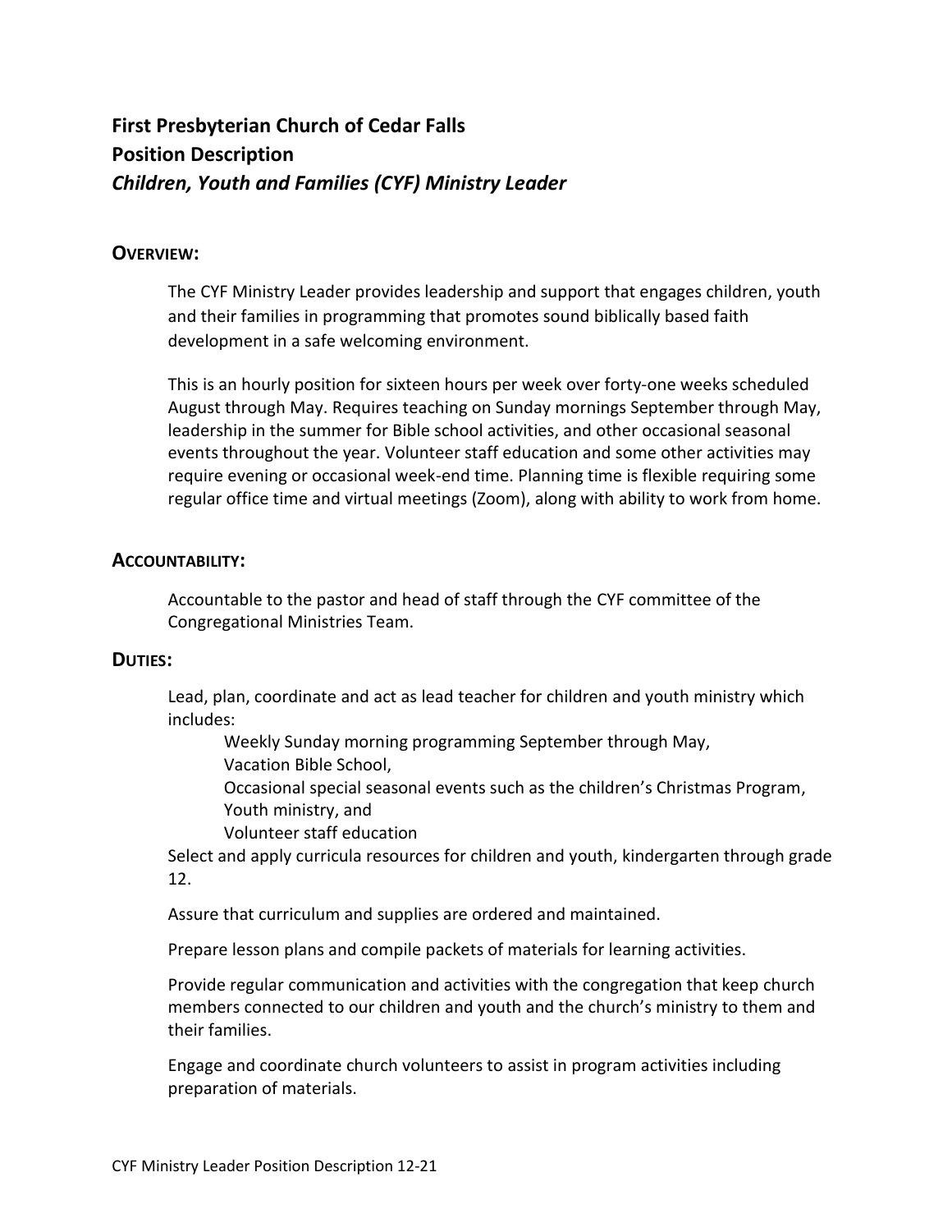**First Presbyterian Church of Cedar Falls**
**Position Description**
***Children, Youth and Families (CYF) Ministry Leader***

## OVERVIEW:

The CYF Ministry Leader provides leadership and support that engages children, youth and their families in programming that promotes sound biblically based faith development in a safe welcoming environment.

This is an hourly position for sixteen hours per week over forty-one weeks scheduled August through May. Requires teaching on Sunday mornings September through May, leadership in the summer for Bible school activities, and other occasional seasonal events throughout the year. Volunteer staff education and some other activities may require evening or occasional week-end time. Planning time is flexible requiring some regular office time and virtual meetings (Zoom), along with ability to work from home.

## ACCOUNTABILITY:

Accountable to the pastor and head of staff through the CYF committee of the Congregational Ministries Team.

## DUTIES:

Lead, plan, coordinate and act as lead teacher for children and youth ministry which includes:

- Weekly Sunday morning programming September through May,
- Vacation Bible School,
- Occasional special seasonal events such as the children's Christmas Program,
- Youth ministry, and
- Volunteer staff education

Select and apply curricula resources for children and youth, kindergarten through grade 12.

Assure that curriculum and supplies are ordered and maintained.

Prepare lesson plans and compile packets of materials for learning activities.

Provide regular communication and activities with the congregation that keep church members connected to our children and youth and the church's ministry to them and their families.

Engage and coordinate church volunteers to assist in program activities including preparation of materials.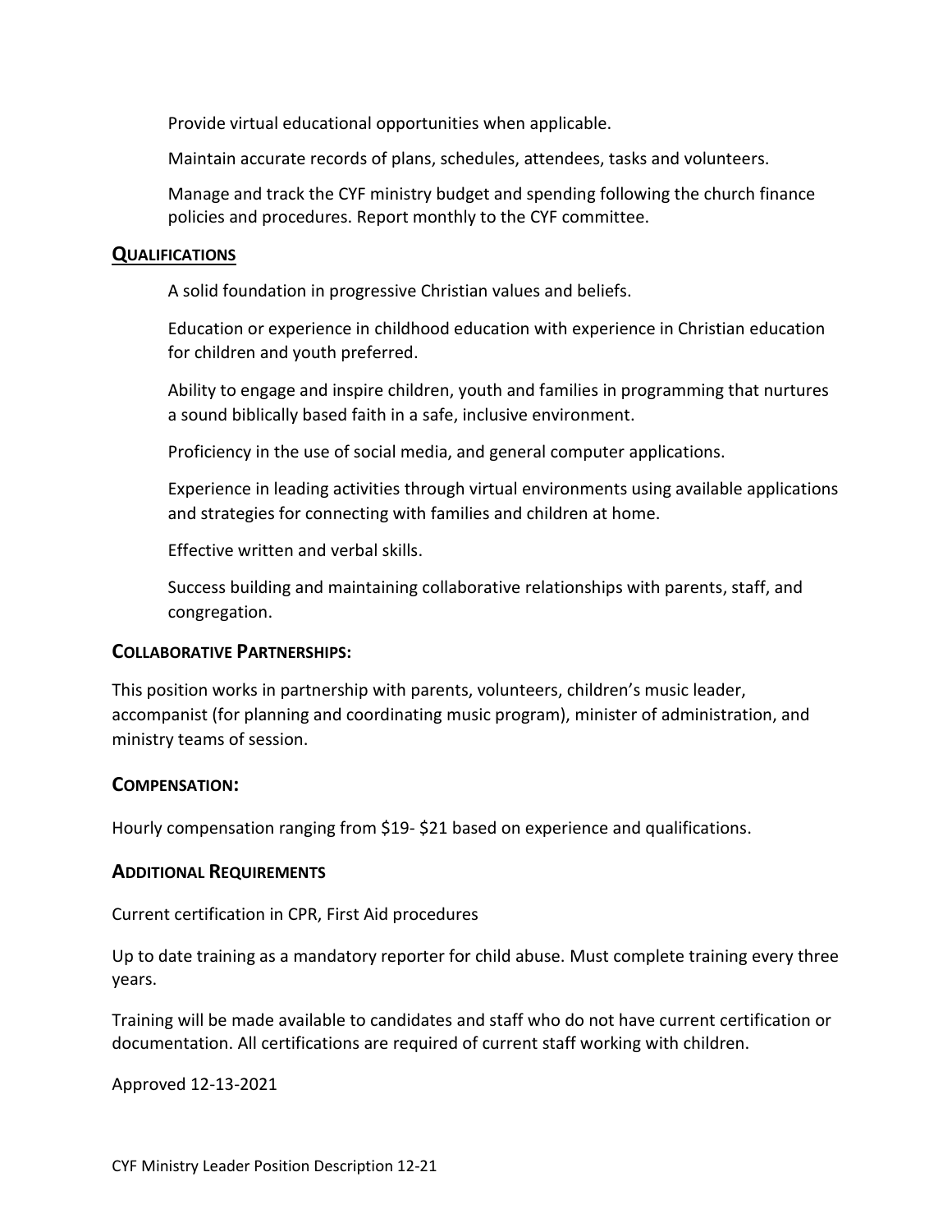Provide virtual educational opportunities when applicable.

Maintain accurate records of plans, schedules, attendees, tasks and volunteers.

Manage and track the CYF ministry budget and spending following the church finance policies and procedures. Report monthly to the CYF committee.

## QUALIFICATIONS

A solid foundation in progressive Christian values and beliefs.

Education or experience in childhood education with experience in Christian education for children and youth preferred.

Ability to engage and inspire children, youth and families in programming that nurtures a sound biblically based faith in a safe, inclusive environment.

Proficiency in the use of social media, and general computer applications.

Experience in leading activities through virtual environments using available applications and strategies for connecting with families and children at home.

Effective written and verbal skills.

Success building and maintaining collaborative relationships with parents, staff, and congregation.

## COLLABORATIVE PARTNERSHIPS:

This position works in partnership with parents, volunteers, children's music leader, accompanist (for planning and coordinating music program), minister of administration, and ministry teams of session.

## COMPENSATION:

Hourly compensation ranging from $19- $21 based on experience and qualifications.

## ADDITIONAL REQUIREMENTS

Current certification in CPR, First Aid procedures

Up to date training as a mandatory reporter for child abuse. Must complete training every three years.

Training will be made available to candidates and staff who do not have current certification or documentation. All certifications are required of current staff working with children.

Approved 12-13-2021